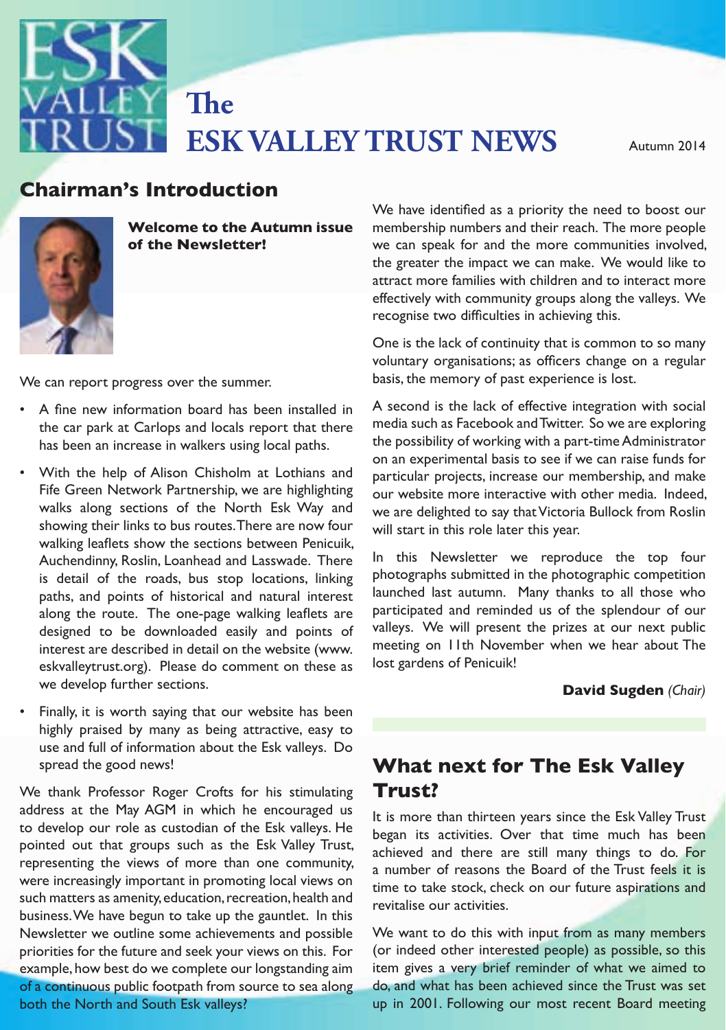# The ESK VALLEY TRUST NEWS

Autumn 2014

## Chairman's Introduction

**Welcome to the Autumn issue of the Newsletter!**

We can report progress over the summer.

- A fine new information board has been installed in the car park at Carlops and locals report that there has been an increase in walkers using local paths.
- With the help of Alison Chisholm at Lothians and Fife Green Network Partnership, we are highlighting walks along sections of the North Esk Way and showing their links to bus routes. There are now four walking leaflets show the sections between Penicuik, Auchendinny, Roslin, Loanhead and Lasswade. There is detail of the roads, bus stop locations, linking paths, and points of historical and natural interest along the route. The one-page walking leaflets are designed to be downloaded easily and points of interest are described in detail on the website (www.eskvalleytrust.org). Please do comment on these as we develop further sections.
- Finally, it is worth saying that our website has been highly praised by many as being attractive, easy to use and full of information about the Esk valleys. Do spread the good news!

We thank Professor Roger Crofts for his stimulating address at the May AGM in which he encouraged us to develop our role as custodian of the Esk valleys. He pointed out that groups such as the Esk Valley Trust, representing the views of more than one community, were increasingly important in promoting local views on such matters as amenity, education, recreation, health and business. We have begun to take up the gauntlet. In this Newsletter we outline some achievements and possible priorities for the future and seek your views on this. For example, how best do we complete our longstanding aim of a continuous public footpath from source to sea along both the North and South Esk valleys?

We have identified as a priority the need to boost our membership numbers and their reach. The more people we can speak for and the more communities involved, the greater the impact we can make. We would like to attract more families with children and to interact more effectively with community groups along the valleys. We recognise two difficulties in achieving this.

One is the lack of continuity that is common to so many voluntary organisations; as officers change on a regular basis, the memory of past experience is lost.

A second is the lack of effective integration with social media such as Facebook and Twitter. So we are exploring the possibility of working with a part-time Administrator on an experimental basis to see if we can raise funds for particular projects, increase our membership, and make our website more interactive with other media. Indeed, we are delighted to say that Victoria Bullock from Roslin will start in this role later this year.

In this Newsletter we reproduce the top four photographs submitted in the photographic competition launched last autumn. Many thanks to all those who participated and reminded us of the splendour of our valleys. We will present the prizes at our next public meeting on 11th November when we hear about The lost gardens of Penicuik!

**David Sugden** *(Chair)*

## What next for The Esk Valley Trust?

It is more than thirteen years since the Esk Valley Trust began its activities. Over that time much has been achieved and there are still many things to do. For a number of reasons the Board of the Trust feels it is time to take stock, check on our future aspirations and revitalise our activities.

We want to do this with input from as many members (or indeed other interested people) as possible, so this item gives a very brief reminder of what we aimed to do, and what has been achieved since the Trust was set up in 2001. Following our most recent Board meeting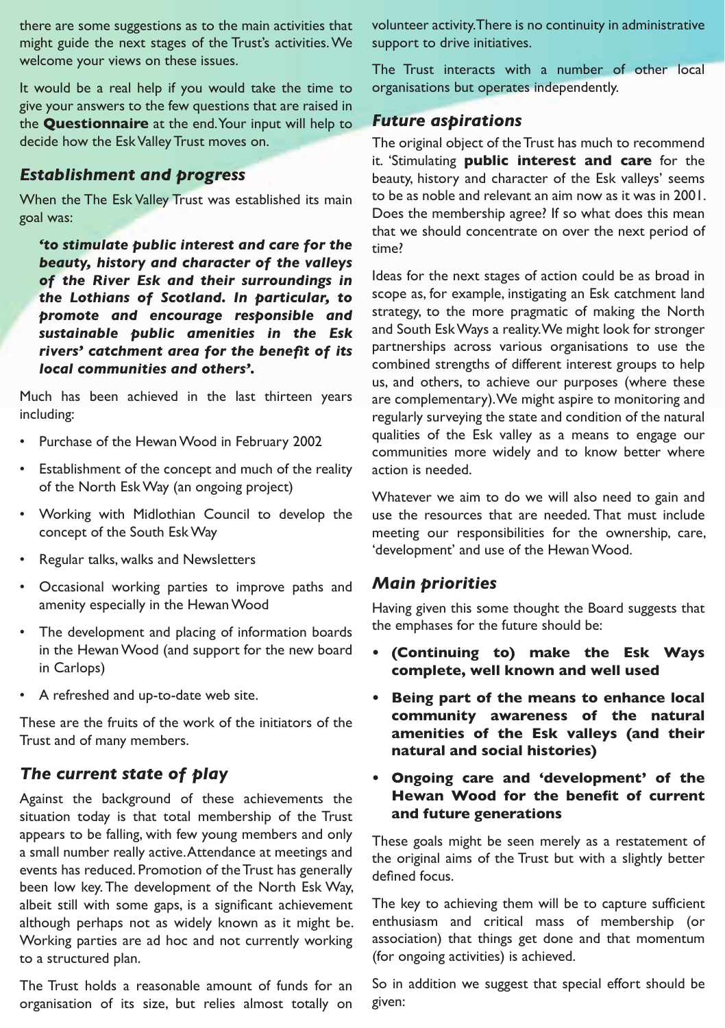there are some suggestions as to the main activities that might guide the next stages of the Trust's activities. We welcome your views on these issues.

It would be a real help if you would take the time to give your answers to the few questions that are raised in the **Questionnaire** at the end. Your input will help to decide how the Esk Valley Trust moves on.

## *Establishment and progress*

When the The Esk Valley Trust was established its main goal was:

> ***'to stimulate public interest and care for the beauty, history and character of the valleys of the River Esk and their surroundings in the Lothians of Scotland. In particular, to promote and encourage responsible and sustainable public amenities in the Esk rivers' catchment area for the benefit of its local communities and others'.***

Much has been achieved in the last thirteen years including:

- Purchase of the Hewan Wood in February 2002
- Establishment of the concept and much of the reality of the North Esk Way (an ongoing project)
- Working with Midlothian Council to develop the concept of the South Esk Way
- Regular talks, walks and Newsletters
- Occasional working parties to improve paths and amenity especially in the Hewan Wood
- The development and placing of information boards in the Hewan Wood (and support for the new board in Carlops)
- A refreshed and up-to-date web site.

These are the fruits of the work of the initiators of the Trust and of many members.

## *The current state of play*

Against the background of these achievements the situation today is that total membership of the Trust appears to be falling, with few young members and only a small number really active. Attendance at meetings and events has reduced. Promotion of the Trust has generally been low key. The development of the North Esk Way, albeit still with some gaps, is a significant achievement although perhaps not as widely known as it might be. Working parties are ad hoc and not currently working to a structured plan.

The Trust holds a reasonable amount of funds for an organisation of its size, but relies almost totally on volunteer activity. There is no continuity in administrative support to drive initiatives.

The Trust interacts with a number of other local organisations but operates independently.

## *Future aspirations*

The original object of the Trust has much to recommend it. 'Stimulating **public interest and care** for the beauty, history and character of the Esk valleys' seems to be as noble and relevant an aim now as it was in 2001. Does the membership agree? If so what does this mean that we should concentrate on over the next period of time?

Ideas for the next stages of action could be as broad in scope as, for example, instigating an Esk catchment land strategy, to the more pragmatic of making the North and South Esk Ways a reality. We might look for stronger partnerships across various organisations to use the combined strengths of different interest groups to help us, and others, to achieve our purposes (where these are complementary). We might aspire to monitoring and regularly surveying the state and condition of the natural qualities of the Esk valley as a means to engage our communities more widely and to know better where action is needed.

Whatever we aim to do we will also need to gain and use the resources that are needed. That must include meeting our responsibilities for the ownership, care, 'development' and use of the Hewan Wood.

## *Main priorities*

Having given this some thought the Board suggests that the emphases for the future should be:

- **(Continuing to) make the Esk Ways complete, well known and well used**
- **Being part of the means to enhance local community awareness of the natural amenities of the Esk valleys (and their natural and social histories)**
- **Ongoing care and 'development' of the Hewan Wood for the benefit of current and future generations**

These goals might be seen merely as a restatement of the original aims of the Trust but with a slightly better defined focus.

The key to achieving them will be to capture sufficient enthusiasm and critical mass of membership (or association) that things get done and that momentum (for ongoing activities) is achieved.

So in addition we suggest that special effort should be given: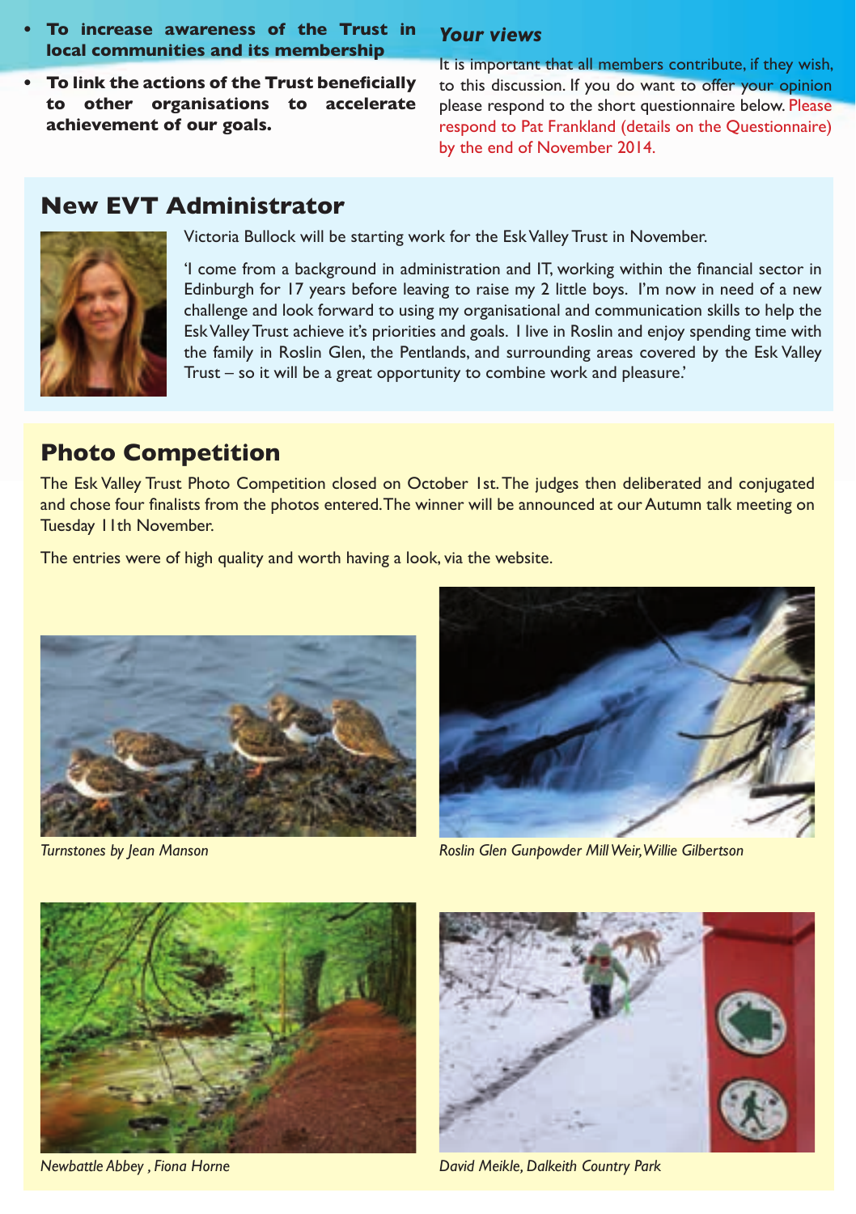- **To increase awareness of the Trust in local communities and its membership**
- **To link the actions of the Trust beneficially to other organisations to accelerate achievement of our goals.**

### *Your views*

It is important that all members contribute, if they wish, to this discussion. If you do want to offer your opinion please respond to the short questionnaire below. Please respond to Pat Frankland (details on the Questionnaire) by the end of November 2014.

## New EVT Administrator

Victoria Bullock will be starting work for the Esk Valley Trust in November.

'I come from a background in administration and IT, working within the financial sector in Edinburgh for 17 years before leaving to raise my 2 little boys. I'm now in need of a new challenge and look forward to using my organisational and communication skills to help the Esk Valley Trust achieve it's priorities and goals. I live in Roslin and enjoy spending time with the family in Roslin Glen, the Pentlands, and surrounding areas covered by the Esk Valley Trust – so it will be a great opportunity to combine work and pleasure.'

## Photo Competition

The Esk Valley Trust Photo Competition closed on October 1st. The judges then deliberated and conjugated and chose four finalists from the photos entered. The winner will be announced at our Autumn talk meeting on Tuesday 11th November.

The entries were of high quality and worth having a look, via the website.

*Turnstones by Jean Manson*

*Roslin Glen Gunpowder Mill Weir, Willie Gilbertson*

*Newbattle Abbey , Fiona Horne*

*David Meikle, Dalkeith Country Park*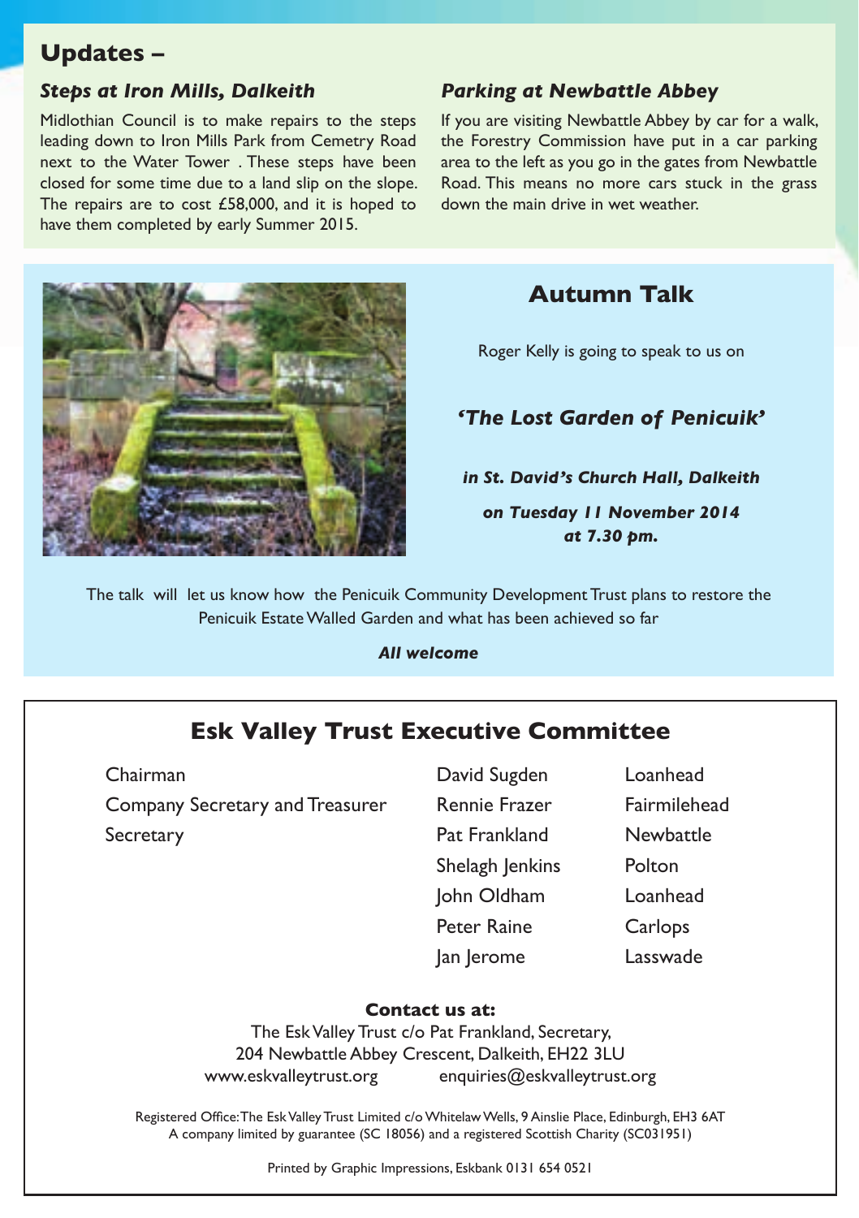## Updates –

### *Steps at Iron Mills, Dalkeith*

Midlothian Council is to make repairs to the steps leading down to Iron Mills Park from Cemetry Road next to the Water Tower . These steps have been closed for some time due to a land slip on the slope. The repairs are to cost £58,000, and it is hoped to have them completed by early Summer 2015.

### *Parking at Newbattle Abbey*

If you are visiting Newbattle Abbey by car for a walk, the Forestry Commission have put in a car parking area to the left as you go in the gates from Newbattle Road. This means no more cars stuck in the grass down the main drive in wet weather.

## Autumn Talk

Roger Kelly is going to speak to us on

***'The Lost Garden of Penicuik'***

***in St. David's Church Hall, Dalkeith***

***on Tuesday 11 November 2014 at 7.30 pm.***

The talk will let us know how the Penicuik Community Development Trust plans to restore the Penicuik Estate Walled Garden and what has been achieved so far

***All welcome***

## Esk Valley Trust Executive Committee

| | | |
|---|---|---|
| Chairman | David Sugden | Loanhead |
| Company Secretary and Treasurer | Rennie Frazer | Fairmilehead |
| Secretary | Pat Frankland | Newbattle |
| | Shelagh Jenkins | Polton |
| | John Oldham | Loanhead |
| | Peter Raine | Carlops |
| | Jan Jerome | Lasswade |

**Contact us at:**

The Esk Valley Trust c/o Pat Frankland, Secretary,
204 Newbattle Abbey Crescent, Dalkeith, EH22 3LU
www.eskvalleytrust.org enquiries@eskvalleytrust.org

Registered Office: The Esk Valley Trust Limited c/o Whitelaw Wells, 9 Ainslie Place, Edinburgh, EH3 6AT
A company limited by guarantee (SC 18056) and a registered Scottish Charity (SC031951)

Printed by Graphic Impressions, Eskbank 0131 654 0521